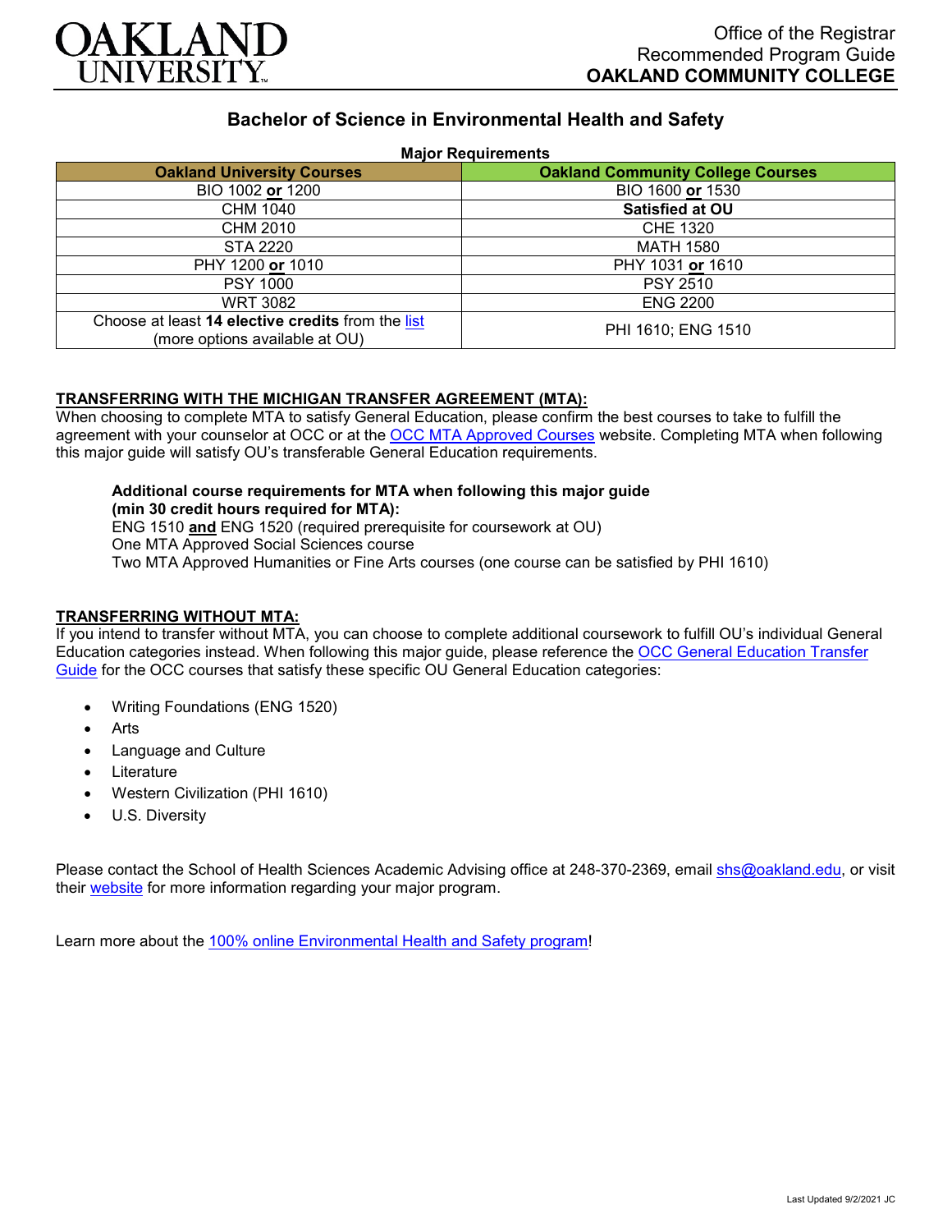Office of the Registrar
Recommended Program Guide
**OAKLAND COMMUNITY COLLEGE**

# Bachelor of Science in Environmental Health and Safety

**Major Requirements**

| Oakland University Courses | Oakland Community College Courses |
|---|---|
| BIO 1002 **or** 1200 | BIO 1600 **or** 1530 |
| CHM 1040 | **Satisfied at OU** |
| CHM 2010 | CHE 1320 |
| STA 2220 | MATH 1580 |
| PHY 1200 **or** 1010 | PHY 1031 **or** 1610 |
| PSY 1000 | PSY 2510 |
| WRT 3082 | ENG 2200 |
| Choose at least **14 elective credits** from the list (more options available at OU) | PHI 1610; ENG 1510 |

**TRANSFERRING WITH THE MICHIGAN TRANSFER AGREEMENT (MTA):**

When choosing to complete MTA to satisfy General Education, please confirm the best courses to take to fulfill the agreement with your counselor at OCC or at the OCC MTA Approved Courses website. Completing MTA when following this major guide will satisfy OU's transferable General Education requirements.

**Additional course requirements for MTA when following this major guide (min 30 credit hours required for MTA):**

ENG 1510 **and** ENG 1520 (required prerequisite for coursework at OU)
One MTA Approved Social Sciences course
Two MTA Approved Humanities or Fine Arts courses (one course can be satisfied by PHI 1610)

**TRANSFERRING WITHOUT MTA:**

If you intend to transfer without MTA, you can choose to complete additional coursework to fulfill OU's individual General Education categories instead. When following this major guide, please reference the OCC General Education Transfer Guide for the OCC courses that satisfy these specific OU General Education categories:

- Writing Foundations (ENG 1520)
- Arts
- Language and Culture
- Literature
- Western Civilization (PHI 1610)
- U.S. Diversity

Please contact the School of Health Sciences Academic Advising office at 248-370-2369, email shs@oakland.edu, or visit their website for more information regarding your major program.

Learn more about the 100% online Environmental Health and Safety program!

Last Updated 9/2/2021 JC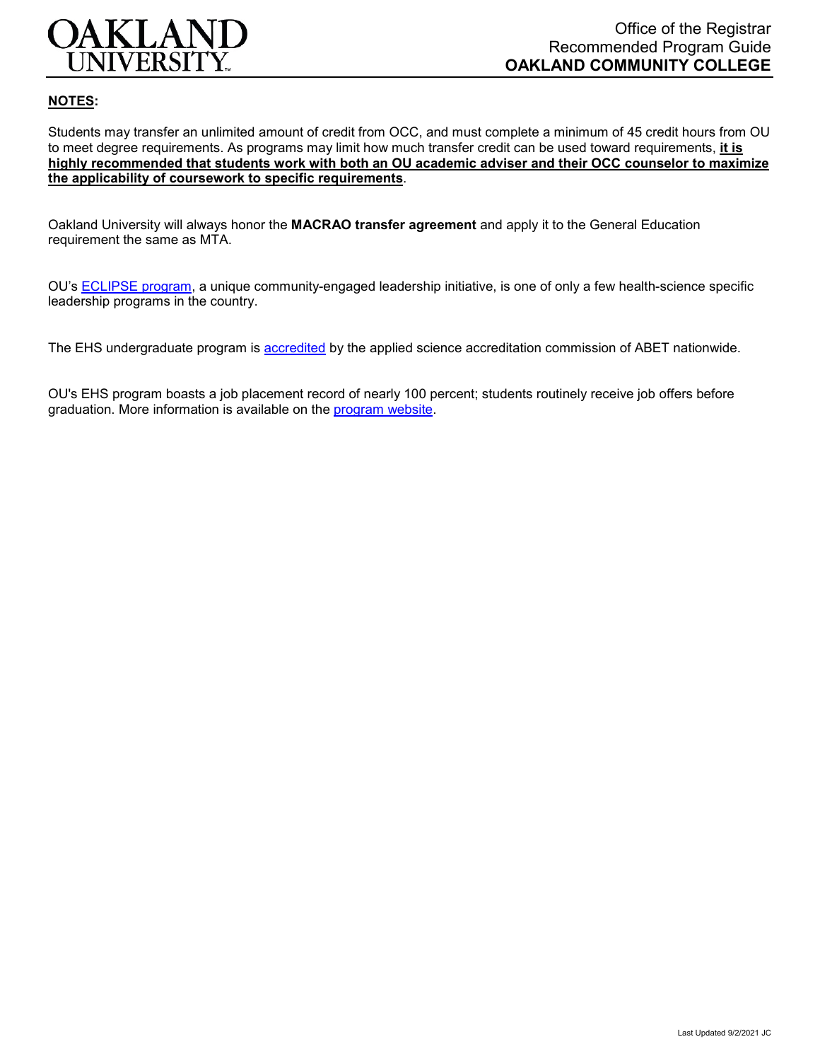**NOTES:**

Students may transfer an unlimited amount of credit from OCC, and must complete a minimum of 45 credit hours from OU to meet degree requirements. As programs may limit how much transfer credit can be used toward requirements, **it is highly recommended that students work with both an OU academic adviser and their OCC counselor to maximize the applicability of coursework to specific requirements**.

Oakland University will always honor the **MACRAO transfer agreement** and apply it to the General Education requirement the same as MTA.

OU's ECLIPSE program, a unique community-engaged leadership initiative, is one of only a few health-science specific leadership programs in the country.

The EHS undergraduate program is accredited by the applied science accreditation commission of ABET nationwide.

OU's EHS program boasts a job placement record of nearly 100 percent; students routinely receive job offers before graduation. More information is available on the program website.

Last Updated 9/2/2021 JC